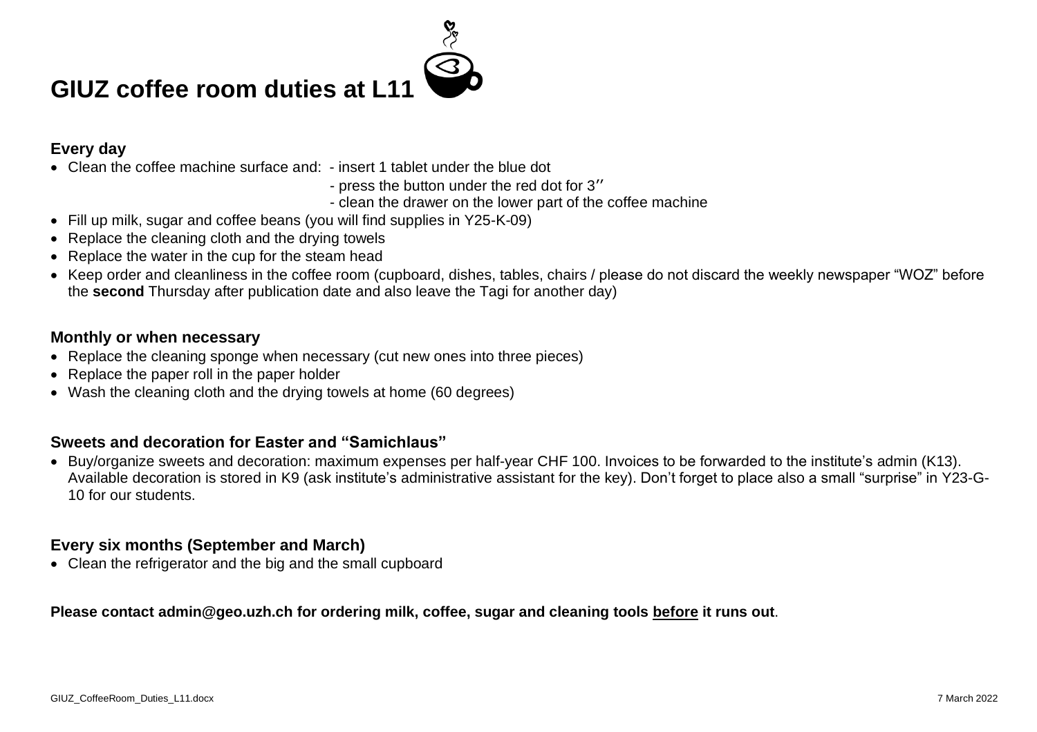# GIUZ coffee room duties at L11

### Every day

- Clean the coffee machine surface and:
  - insert 1 tablet under the blue dot
  - press the button under the red dot for 3′′
  - clean the drawer on the lower part of the coffee machine
- Fill up milk, sugar and coffee beans (you will find supplies in Y25-K-09)
- Replace the cleaning cloth and the drying towels
- Replace the water in the cup for the steam head
- Keep order and cleanliness in the coffee room (cupboard, dishes, tables, chairs / please do not discard the weekly newspaper "WOZ" before the **second** Thursday after publication date and also leave the Tagi for another day)

### Monthly or when necessary

- Replace the cleaning sponge when necessary (cut new ones into three pieces)
- Replace the paper roll in the paper holder
- Wash the cleaning cloth and the drying towels at home (60 degrees)

### Sweets and decoration for Easter and "Samichlaus"

- Buy/organize sweets and decoration: maximum expenses per half-year CHF 100. Invoices to be forwarded to the institute's admin (K13). Available decoration is stored in K9 (ask institute's administrative assistant for the key). Don't forget to place also a small "surprise" in Y23-G-10 for our students.

### Every six months (September and March)

- Clean the refrigerator and the big and the small cupboard

**Please contact admin@geo.uzh.ch for ordering milk, coffee, sugar and cleaning tools <u>before</u> it runs out**.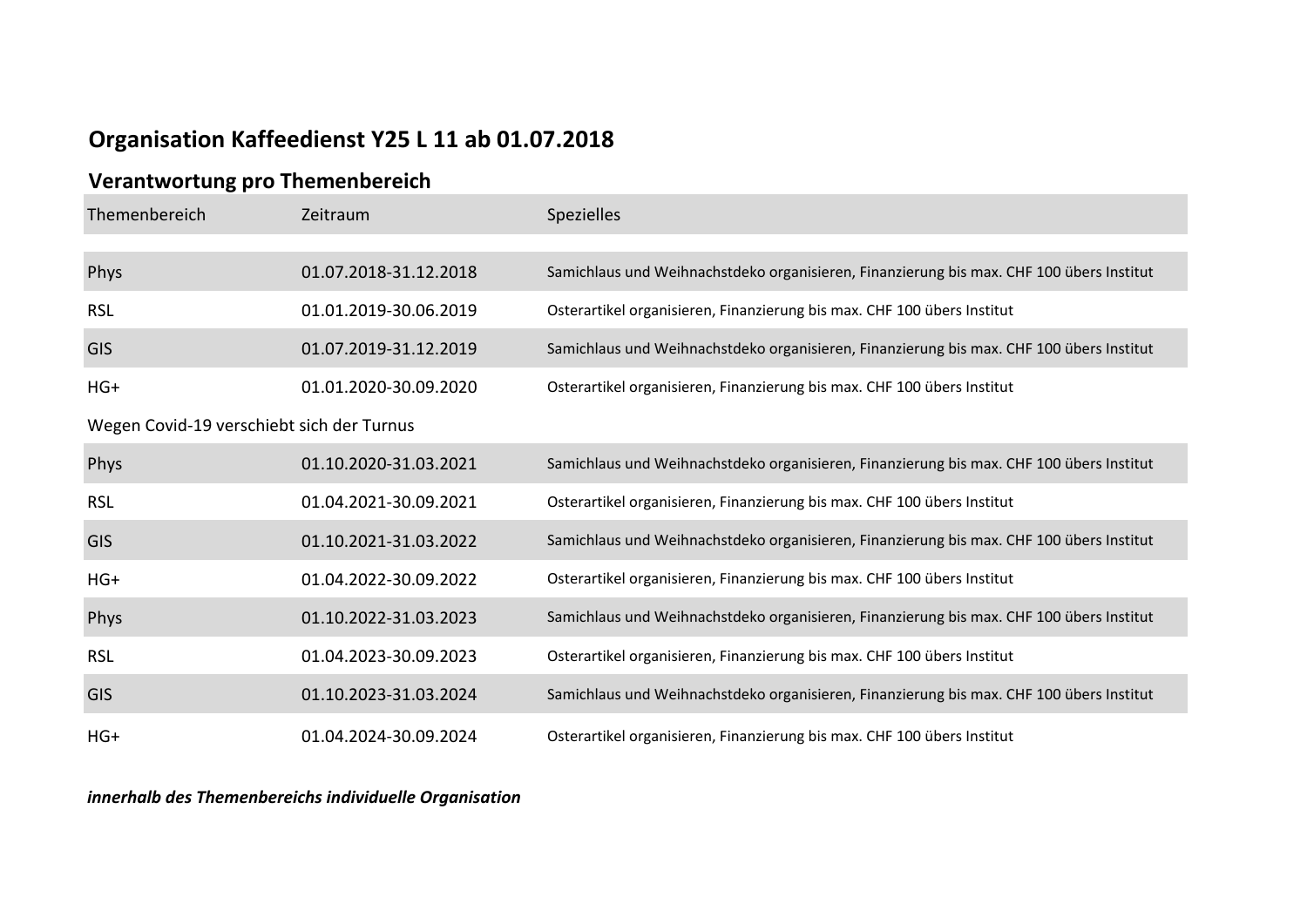## Organisation Kaffeedienst Y25 L 11 ab 01.07.2018

### Verantwortung pro Themenbereich

| Themenbereich | Zeitraum | Spezielles |
|---|---|---|
| Phys | 01.07.2018-31.12.2018 | Samichlaus und Weihnachstdeko organisieren, Finanzierung bis max. CHF 100 übers Institut |
| RSL | 01.01.2019-30.06.2019 | Osterartikel organisieren, Finanzierung bis max. CHF 100 übers Institut |
| GIS | 01.07.2019-31.12.2019 | Samichlaus und Weihnachstdeko organisieren, Finanzierung bis max. CHF 100 übers Institut |
| HG+ | 01.01.2020-30.09.2020 | Osterartikel organisieren, Finanzierung bis max. CHF 100 übers Institut |
| Wegen Covid-19 verschiebt sich der Turnus | | |
| Phys | 01.10.2020-31.03.2021 | Samichlaus und Weihnachstdeko organisieren, Finanzierung bis max. CHF 100 übers Institut |
| RSL | 01.04.2021-30.09.2021 | Osterartikel organisieren, Finanzierung bis max. CHF 100 übers Institut |
| GIS | 01.10.2021-31.03.2022 | Samichlaus und Weihnachstdeko organisieren, Finanzierung bis max. CHF 100 übers Institut |
| HG+ | 01.04.2022-30.09.2022 | Osterartikel organisieren, Finanzierung bis max. CHF 100 übers Institut |
| Phys | 01.10.2022-31.03.2023 | Samichlaus und Weihnachstdeko organisieren, Finanzierung bis max. CHF 100 übers Institut |
| RSL | 01.04.2023-30.09.2023 | Osterartikel organisieren, Finanzierung bis max. CHF 100 übers Institut |
| GIS | 01.10.2023-31.03.2024 | Samichlaus und Weihnachstdeko organisieren, Finanzierung bis max. CHF 100 übers Institut |
| HG+ | 01.04.2024-30.09.2024 | Osterartikel organisieren, Finanzierung bis max. CHF 100 übers Institut |

***innerhalb des Themenbereichs individuelle Organisation***